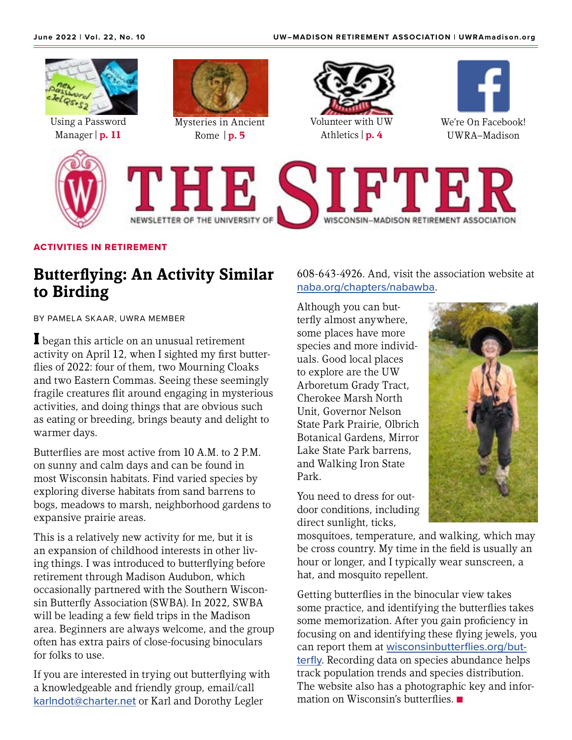Using a Password Manager | **p. 11**

Mysteries in Ancient Rome | **p. 5**

Volunteer with UW Athletics | **p. 4**

We're On Facebook! UWRA–Madison

# THE SIFTER

NEWSLETTER OF THE UNIVERSITY OF WISCONSIN–MADISON RETIREMENT ASSOCIATION

**ACTIVITIES IN RETIREMENT**

## Butterflying: An Activity Similar to Birding

BY PAMELA SKAAR, UWRA MEMBER

I began this article on an unusual retirement activity on April 12, when I sighted my first butterflies of 2022: four of them, two Mourning Cloaks and two Eastern Commas. Seeing these seemingly fragile creatures flit around engaging in mysterious activities, and doing things that are obvious such as eating or breeding, brings beauty and delight to warmer days.

Butterflies are most active from 10 A.M. to 2 P.M. on sunny and calm days and can be found in most Wisconsin habitats. Find varied species by exploring diverse habitats from sand barrens to bogs, meadows to marsh, neighborhood gardens to expansive prairie areas.

This is a relatively new activity for me, but it is an expansion of childhood interests in other living things. I was introduced to butterflying before retirement through Madison Audubon, which occasionally partnered with the Southern Wisconsin Butterfly Association (SWBA). In 2022, SWBA will be leading a few field trips in the Madison area. Beginners are always welcome, and the group often has extra pairs of close-focusing binoculars for folks to use.

If you are interested in trying out butterflying with a knowledgeable and friendly group, email/call karlndot@charter.net or Karl and Dorothy Legler 608-643-4926. And, visit the association website at naba.org/chapters/nabawba.

Although you can butterfly almost anywhere, some places have more species and more individuals. Good local places to explore are the UW Arboretum Grady Tract, Cherokee Marsh North Unit, Governor Nelson State Park Prairie, Olbrich Botanical Gardens, Mirror Lake State Park barrens, and Walking Iron State Park.

You need to dress for outdoor conditions, including direct sunlight, ticks, mosquitoes, temperature, and walking, which may be cross country. My time in the field is usually an hour or longer, and I typically wear sunscreen, a hat, and mosquito repellent.

Getting butterflies in the binocular view takes some practice, and identifying the butterflies takes some memorization. After you gain proficiency in focusing on and identifying these flying jewels, you can report them at wisconsinbutterflies.org/butterfly. Recording data on species abundance helps track population trends and species distribution. The website also has a photographic key and information on Wisconsin's butterflies. ■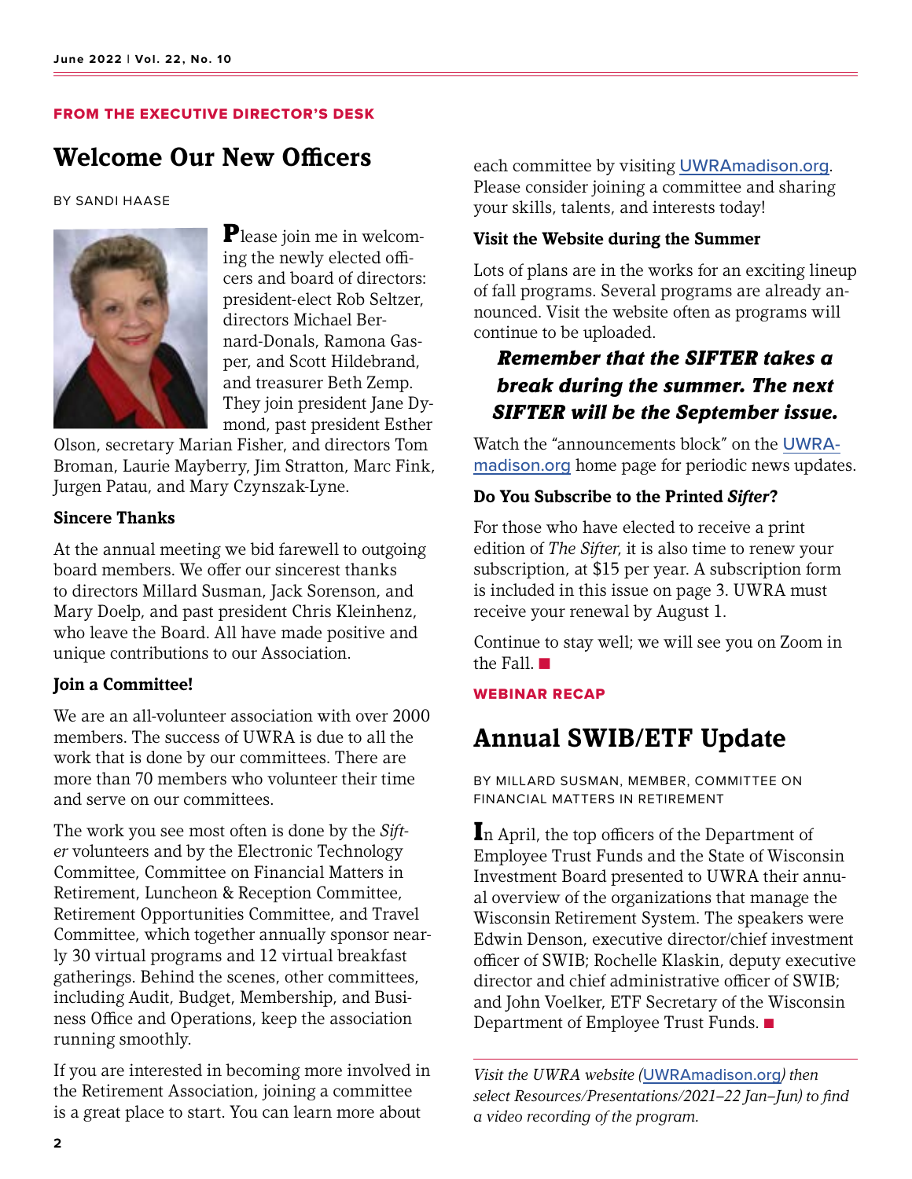FROM THE EXECUTIVE DIRECTOR'S DESK

# Welcome Our New Officers

BY SANDI HAASE

Please join me in welcoming the newly elected officers and board of directors: president-elect Rob Seltzer, directors Michael Bernard-Donals, Ramona Gasper, and Scott Hildebrand, and treasurer Beth Zemp. They join president Jane Dymond, past president Esther Olson, secretary Marian Fisher, and directors Tom Broman, Laurie Mayberry, Jim Stratton, Marc Fink, Jurgen Patau, and Mary Czynszak-Lyne.

### Sincere Thanks

At the annual meeting we bid farewell to outgoing board members. We offer our sincerest thanks to directors Millard Susman, Jack Sorenson, and Mary Doelp, and past president Chris Kleinhenz, who leave the Board. All have made positive and unique contributions to our Association.

### Join a Committee!

We are an all-volunteer association with over 2000 members. The success of UWRA is due to all the work that is done by our committees. There are more than 70 members who volunteer their time and serve on our committees.

The work you see most often is done by the *Sifter* volunteers and by the Electronic Technology Committee, Committee on Financial Matters in Retirement, Luncheon & Reception Committee, Retirement Opportunities Committee, and Travel Committee, which together annually sponsor nearly 30 virtual programs and 12 virtual breakfast gatherings. Behind the scenes, other committees, including Audit, Budget, Membership, and Business Office and Operations, keep the association running smoothly.

If you are interested in becoming more involved in the Retirement Association, joining a committee is a great place to start. You can learn more about each committee by visiting UWRAmadison.org. Please consider joining a committee and sharing your skills, talents, and interests today!

### Visit the Website during the Summer

Lots of plans are in the works for an exciting lineup of fall programs. Several programs are already announced. Visit the website often as programs will continue to be uploaded.

***Remember that the SIFTER takes a break during the summer. The next SIFTER will be the September issue.***

Watch the "announcements block" on the UWRAmadison.org home page for periodic news updates.

### Do You Subscribe to the Printed *Sifter*?

For those who have elected to receive a print edition of *The Sifter*, it is also time to renew your subscription, at $15 per year. A subscription form is included in this issue on page 3. UWRA must receive your renewal by August 1.

Continue to stay well; we will see you on Zoom in the Fall. ■

WEBINAR RECAP

# Annual SWIB/ETF Update

BY MILLARD SUSMAN, MEMBER, COMMITTEE ON FINANCIAL MATTERS IN RETIREMENT

In April, the top officers of the Department of Employee Trust Funds and the State of Wisconsin Investment Board presented to UWRA their annual overview of the organizations that manage the Wisconsin Retirement System. The speakers were Edwin Denson, executive director/chief investment officer of SWIB; Rochelle Klaskin, deputy executive director and chief administrative officer of SWIB; and John Voelker, ETF Secretary of the Wisconsin Department of Employee Trust Funds. ■

*Visit the UWRA website (UWRAmadison.org) then select Resources/Presentations/2021–22 Jan–Jun) to find a video recording of the program.*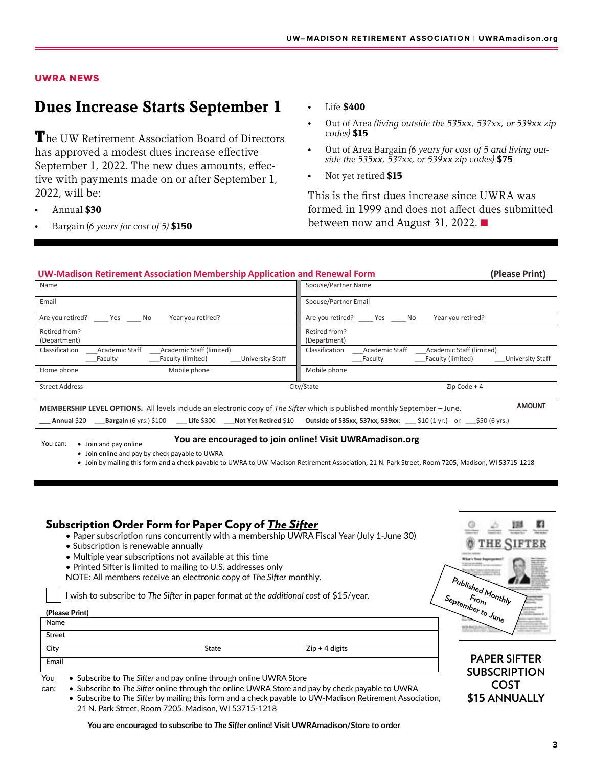UWRA NEWS

# Dues Increase Starts September 1

The UW Retirement Association Board of Directors has approved a modest dues increase effective September 1, 2022. The new dues amounts, effective with payments made on or after September 1, 2022, will be:

- Annual **$30**
- Bargain (*6 years for cost of 5*) **$150**
- Life **$400**
- Out of Area *(living outside the 535xx, 537xx, or 539xx zip codes)* **$15**
- Out of Area Bargain *(6 years for cost of 5 and living outside the 535xx, 537xx, or 539xx zip codes)* **$75**
- Not yet retired **$15**

This is the first dues increase since UWRA was formed in 1999 and does not affect dues submitted between now and August 31, 2022.

## UW-Madison Retirement Association Membership Application and Renewal Form

**(Please Print)**

| | |
|---|---|
| Name | Spouse/Partner Name |
| Email | Spouse/Partner Email |
| Are you retired? ____ Yes ____ No   Year you retired? | Are you retired? ____ Yes ____ No   Year you retired? |
| Retired from? (Department) | Retired from? (Department) |
| Classification ___Academic Staff ___Academic Staff (limited) ___Faculty ___Faculty (limited) ___University Staff | Classification ___Academic Staff ___Academic Staff (limited) ___Faculty ___Faculty (limited) ___University Staff |
| Home phone   Mobile phone | Mobile phone |
| Street Address   City/State | Zip Code + 4 |

**MEMBERSHIP LEVEL OPTIONS.** All levels include an electronic copy of *The Sifter* which is published monthly September – June.

___ **Annual** $20 ___ **Bargain** (6 yrs.) $100 ___ **Life** $300 ___ **Not Yet Retired** $10 **Outside of 535xx, 537xx, 539xx**: ___ $10 (1 yr.) or ___ $50 (6 yrs.)

**AMOUNT**

**You are encouraged to join online! Visit UWRAmadison.org**

You can:
- Join and pay online
- Join online and pay by check payable to UWRA
- Join by mailing this form and a check payable to UWRA to UW-Madison Retirement Association, 21 N. Park Street, Room 7205, Madison, WI 53715-1218

## Subscription Order Form for Paper Copy of *The Sifter*

- Paper subscription runs concurrently with a membership UWRA Fiscal Year (July 1-June 30)
- Subscription is renewable annually
- Multiple year subscriptions not available at this time
- Printed Sifter is limited to mailing to U.S. addresses only

NOTE: All members receive an electronic copy of *The Sifter* monthly.

☐ I wish to subscribe to *The Sifter* in paper format at the additional cost of $15/year.

**(Please Print)**

| | | |
|---|---|---|
| Name | | |
| Street | | |
| City | State | Zip + 4 digits |
| Email | | |

You can:
- Subscribe to *The Sifter* and pay online through online UWRA Store
- Subscribe to *The Sifter* online through the online UWRA Store and pay by check payable to UWRA
- Subscribe to *The Sifter* by mailing this form and a check payable to UW-Madison Retirement Association, 21 N. Park Street, Room 7205, Madison, WI 53715-1218

**You are encouraged to subscribe to *The Sifter* online! Visit UWRAmadison/Store to order**

Published Monthly From September to June

**PAPER SIFTER SUBSCRIPTION COST $15 ANNUALLY**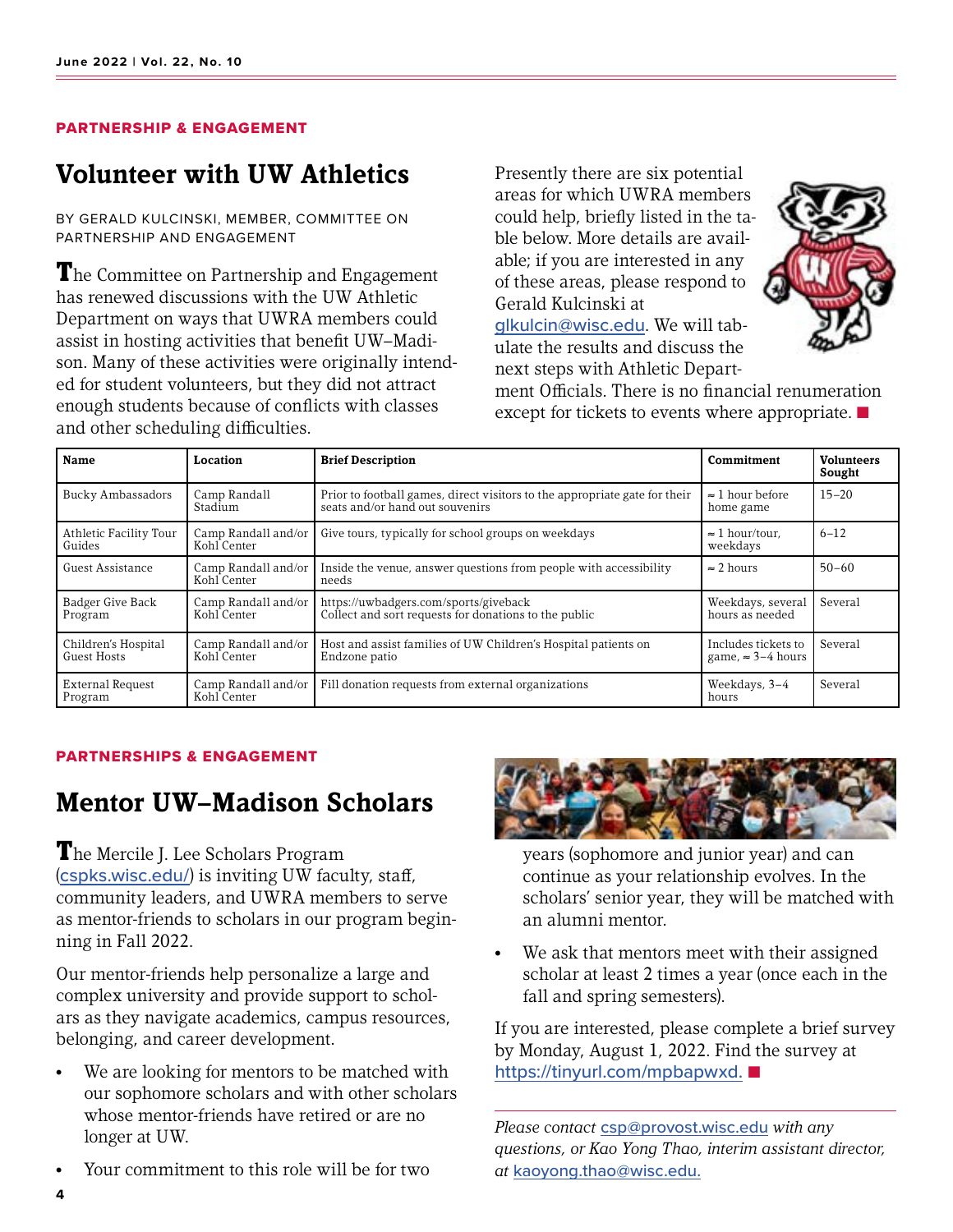PARTNERSHIP & ENGAGEMENT

# Volunteer with UW Athletics

BY GERALD KULCINSKI, MEMBER, COMMITTEE ON PARTNERSHIP AND ENGAGEMENT

The Committee on Partnership and Engagement has renewed discussions with the UW Athletic Department on ways that UWRA members could assist in hosting activities that benefit UW–Madison. Many of these activities were originally intended for student volunteers, but they did not attract enough students because of conflicts with classes and other scheduling difficulties.

Presently there are six potential areas for which UWRA members could help, briefly listed in the table below. More details are available; if you are interested in any of these areas, please respond to Gerald Kulcinski at glkulcin@wisc.edu. We will tabulate the results and discuss the next steps with Athletic Department Officials. There is no financial renumeration except for tickets to events where appropriate. ■

| Name | Location | Brief Description | Commitment | Volunteers Sought |
|---|---|---|---|---|
| Bucky Ambassadors | Camp Randall Stadium | Prior to football games, direct visitors to the appropriate gate for their seats and/or hand out souvenirs | ≈ 1 hour before home game | 15–20 |
| Athletic Facility Tour Guides | Camp Randall and/or Kohl Center | Give tours, typically for school groups on weekdays | ≈ 1 hour/tour, weekdays | 6–12 |
| Guest Assistance | Camp Randall and/or Kohl Center | Inside the venue, answer questions from people with accessibility needs | ≈ 2 hours | 50–60 |
| Badger Give Back Program | Camp Randall and/or Kohl Center | https://uwbadgers.com/sports/giveback Collect and sort requests for donations to the public | Weekdays, several hours as needed | Several |
| Children's Hospital Guest Hosts | Camp Randall and/or Kohl Center | Host and assist families of UW Children's Hospital patients on Endzone patio | Includes tickets to game, ≈ 3–4 hours | Several |
| External Request Program | Camp Randall and/or Kohl Center | Fill donation requests from external organizations | Weekdays, 3–4 hours | Several |

PARTNERSHIPS & ENGAGEMENT

# Mentor UW–Madison Scholars

The Mercile J. Lee Scholars Program (cspks.wisc.edu/) is inviting UW faculty, staff, community leaders, and UWRA members to serve as mentor-friends to scholars in our program beginning in Fall 2022.

Our mentor-friends help personalize a large and complex university and provide support to scholars as they navigate academics, campus resources, belonging, and career development.

- We are looking for mentors to be matched with our sophomore scholars and with other scholars whose mentor-friends have retired or are no longer at UW.
- Your commitment to this role will be for two years (sophomore and junior year) and can continue as your relationship evolves. In the scholars' senior year, they will be matched with an alumni mentor.
- We ask that mentors meet with their assigned scholar at least 2 times a year (once each in the fall and spring semesters).

If you are interested, please complete a brief survey by Monday, August 1, 2022. Find the survey at https://tinyurl.com/mpbapwxd. ■

*Please contact* csp@provost.wisc.edu *with any questions, or Kao Yong Thao, interim assistant director, at* kaoyong.thao@wisc.edu.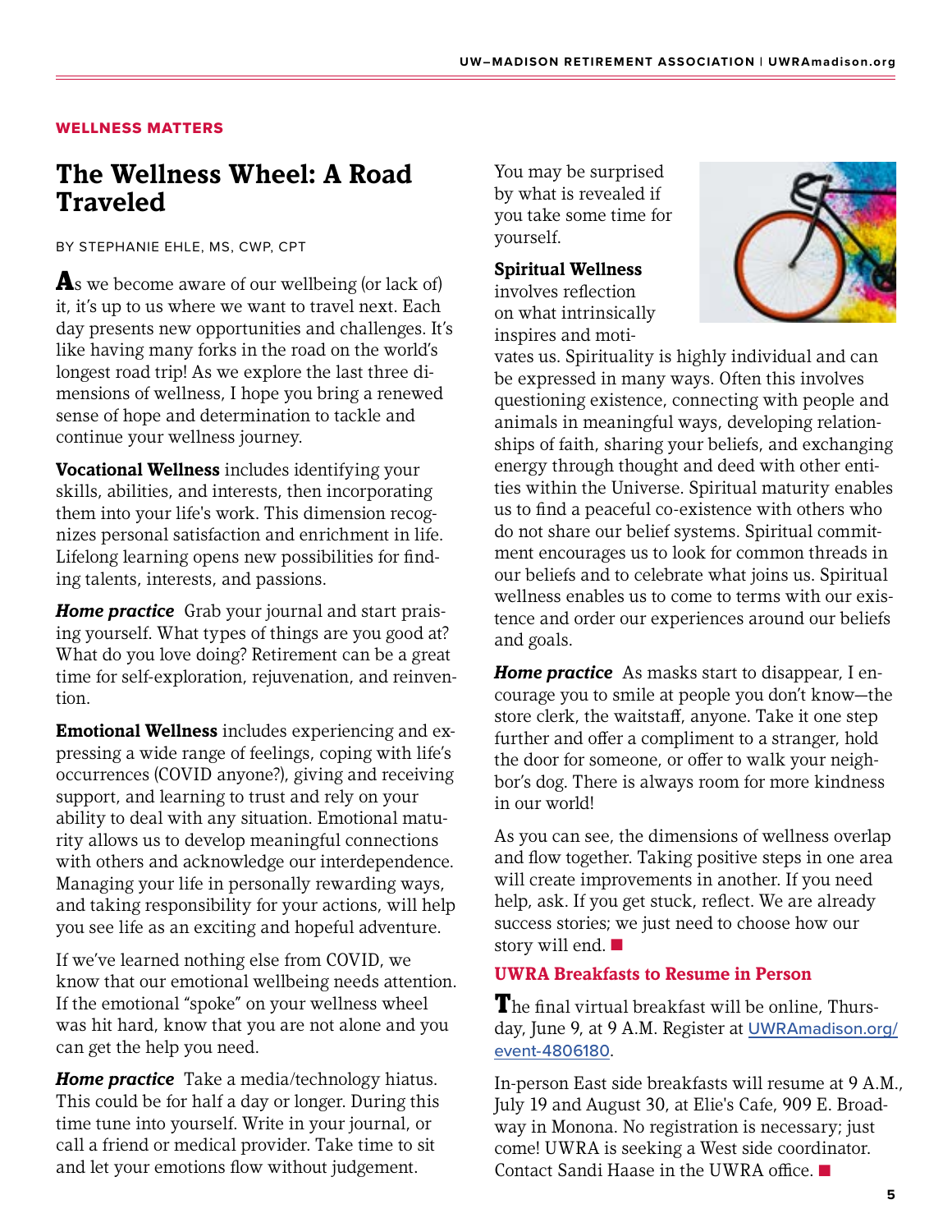WELLNESS MATTERS

# The Wellness Wheel: A Road Traveled

BY STEPHANIE EHLE, MS, CWP, CPT

As we become aware of our wellbeing (or lack of) it, it's up to us where we want to travel next. Each day presents new opportunities and challenges. It's like having many forks in the road on the world's longest road trip! As we explore the last three dimensions of wellness, I hope you bring a renewed sense of hope and determination to tackle and continue your wellness journey.

**Vocational Wellness** includes identifying your skills, abilities, and interests, then incorporating them into your life's work. This dimension recognizes personal satisfaction and enrichment in life. Lifelong learning opens new possibilities for finding talents, interests, and passions.

***Home practice*** Grab your journal and start praising yourself. What types of things are you good at? What do you love doing? Retirement can be a great time for self-exploration, rejuvenation, and reinvention.

**Emotional Wellness** includes experiencing and expressing a wide range of feelings, coping with life's occurrences (COVID anyone?), giving and receiving support, and learning to trust and rely on your ability to deal with any situation. Emotional maturity allows us to develop meaningful connections with others and acknowledge our interdependence. Managing your life in personally rewarding ways, and taking responsibility for your actions, will help you see life as an exciting and hopeful adventure.

If we've learned nothing else from COVID, we know that our emotional wellbeing needs attention. If the emotional "spoke" on your wellness wheel was hit hard, know that you are not alone and you can get the help you need.

***Home practice*** Take a media/technology hiatus. This could be for half a day or longer. During this time tune into yourself. Write in your journal, or call a friend or medical provider. Take time to sit and let your emotions flow without judgement.

You may be surprised by what is revealed if you take some time for yourself.

**Spiritual Wellness** involves reflection on what intrinsically inspires and motivates us. Spirituality is highly individual and can be expressed in many ways. Often this involves questioning existence, connecting with people and animals in meaningful ways, developing relationships of faith, sharing your beliefs, and exchanging energy through thought and deed with other entities within the Universe. Spiritual maturity enables us to find a peaceful co-existence with others who do not share our belief systems. Spiritual commitment encourages us to look for common threads in our beliefs and to celebrate what joins us. Spiritual wellness enables us to come to terms with our existence and order our experiences around our beliefs and goals.

***Home practice*** As masks start to disappear, I encourage you to smile at people you don't know—the store clerk, the waitstaff, anyone. Take it one step further and offer a compliment to a stranger, hold the door for someone, or offer to walk your neighbor's dog. There is always room for more kindness in our world!

As you can see, the dimensions of wellness overlap and flow together. Taking positive steps in one area will create improvements in another. If you need help, ask. If you get stuck, reflect. We are already success stories; we just need to choose how our story will end. ■

## UWRA Breakfasts to Resume in Person

The final virtual breakfast will be online, Thursday, June 9, at 9 A.M. Register at UWRAmadison.org/event-4806180.

In-person East side breakfasts will resume at 9 A.M., July 19 and August 30, at Elie's Cafe, 909 E. Broadway in Monona. No registration is necessary; just come! UWRA is seeking a West side coordinator. Contact Sandi Haase in the UWRA office. ■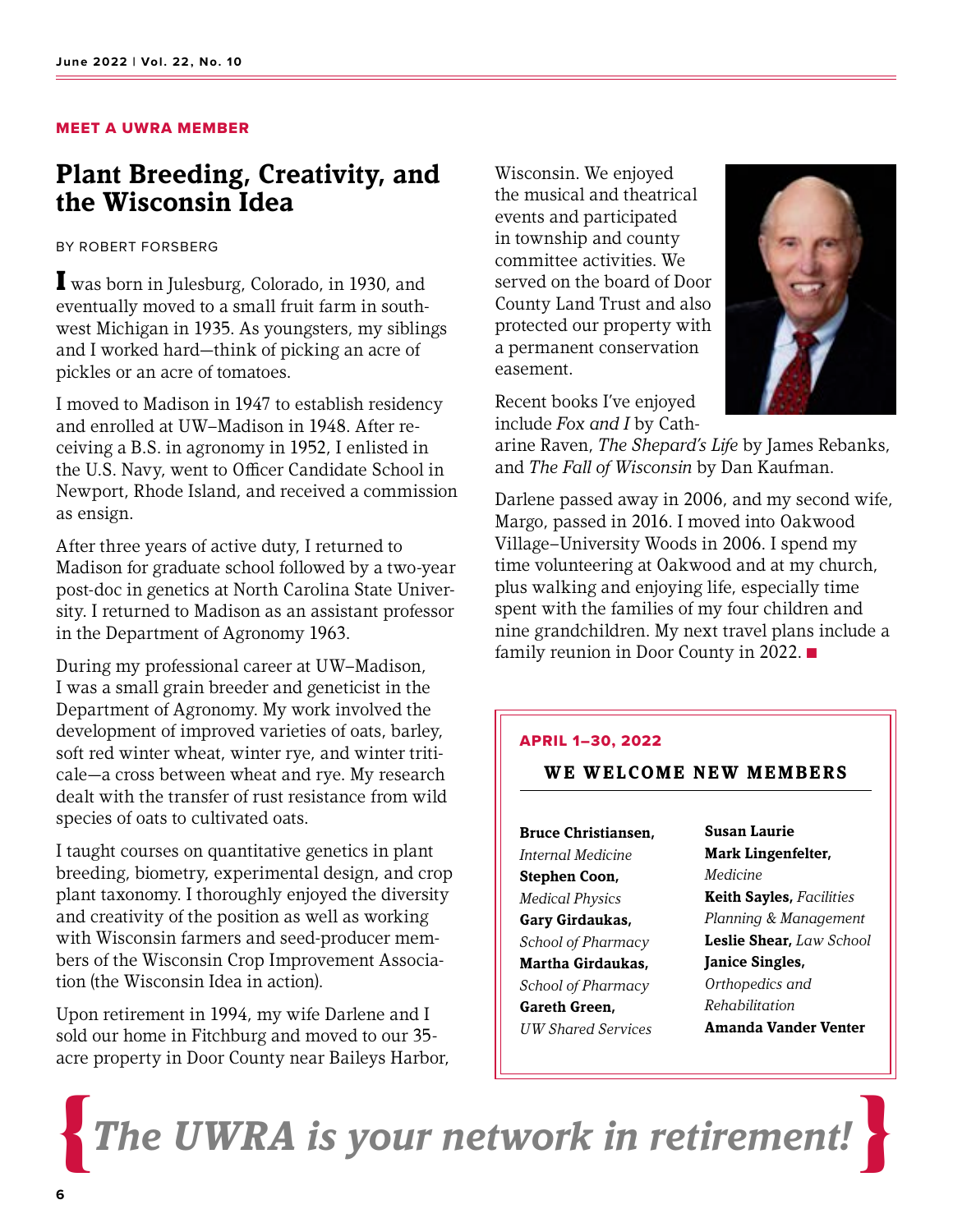MEET A UWRA MEMBER

# Plant Breeding, Creativity, and the Wisconsin Idea

BY ROBERT FORSBERG

I was born in Julesburg, Colorado, in 1930, and eventually moved to a small fruit farm in southwest Michigan in 1935. As youngsters, my siblings and I worked hard—think of picking an acre of pickles or an acre of tomatoes.

I moved to Madison in 1947 to establish residency and enrolled at UW–Madison in 1948. After receiving a B.S. in agronomy in 1952, I enlisted in the U.S. Navy, went to Officer Candidate School in Newport, Rhode Island, and received a commission as ensign.

After three years of active duty, I returned to Madison for graduate school followed by a two-year post-doc in genetics at North Carolina State University. I returned to Madison as an assistant professor in the Department of Agronomy 1963.

During my professional career at UW–Madison, I was a small grain breeder and geneticist in the Department of Agronomy. My work involved the development of improved varieties of oats, barley, soft red winter wheat, winter rye, and winter triticale—a cross between wheat and rye. My research dealt with the transfer of rust resistance from wild species of oats to cultivated oats.

I taught courses on quantitative genetics in plant breeding, biometry, experimental design, and crop plant taxonomy. I thoroughly enjoyed the diversity and creativity of the position as well as working with Wisconsin farmers and seed-producer members of the Wisconsin Crop Improvement Association (the Wisconsin Idea in action).

Upon retirement in 1994, my wife Darlene and I sold our home in Fitchburg and moved to our 35-acre property in Door County near Baileys Harbor, Wisconsin. We enjoyed the musical and theatrical events and participated in township and county committee activities. We served on the board of Door County Land Trust and also protected our property with a permanent conservation easement.

Recent books I've enjoyed include *Fox and I* by Catharine Raven, *The Shepard's Life* by James Rebanks, and *The Fall of Wisconsin* by Dan Kaufman.

Darlene passed away in 2006, and my second wife, Margo, passed in 2016. I moved into Oakwood Village–University Woods in 2006. I spend my time volunteering at Oakwood and at my church, plus walking and enjoying life, especially time spent with the families of my four children and nine grandchildren. My next travel plans include a family reunion in Door County in 2022. ■

---

APRIL 1–30, 2022

## WE WELCOME NEW MEMBERS

**Bruce Christiansen,** *Internal Medicine*
**Stephen Coon,** *Medical Physics*
**Gary Girdaukas,** *School of Pharmacy*
**Martha Girdaukas,** *School of Pharmacy*
**Gareth Green,** *UW Shared Services*
**Susan Laurie**
**Mark Lingenfelter,** *Medicine*
**Keith Sayles,** *Facilities Planning & Management*
**Leslie Shear,** *Law School*
**Janice Singles,** *Orthopedics and Rehabilitation*
**Amanda Vander Venter**

---

*The UWRA is your network in retirement!*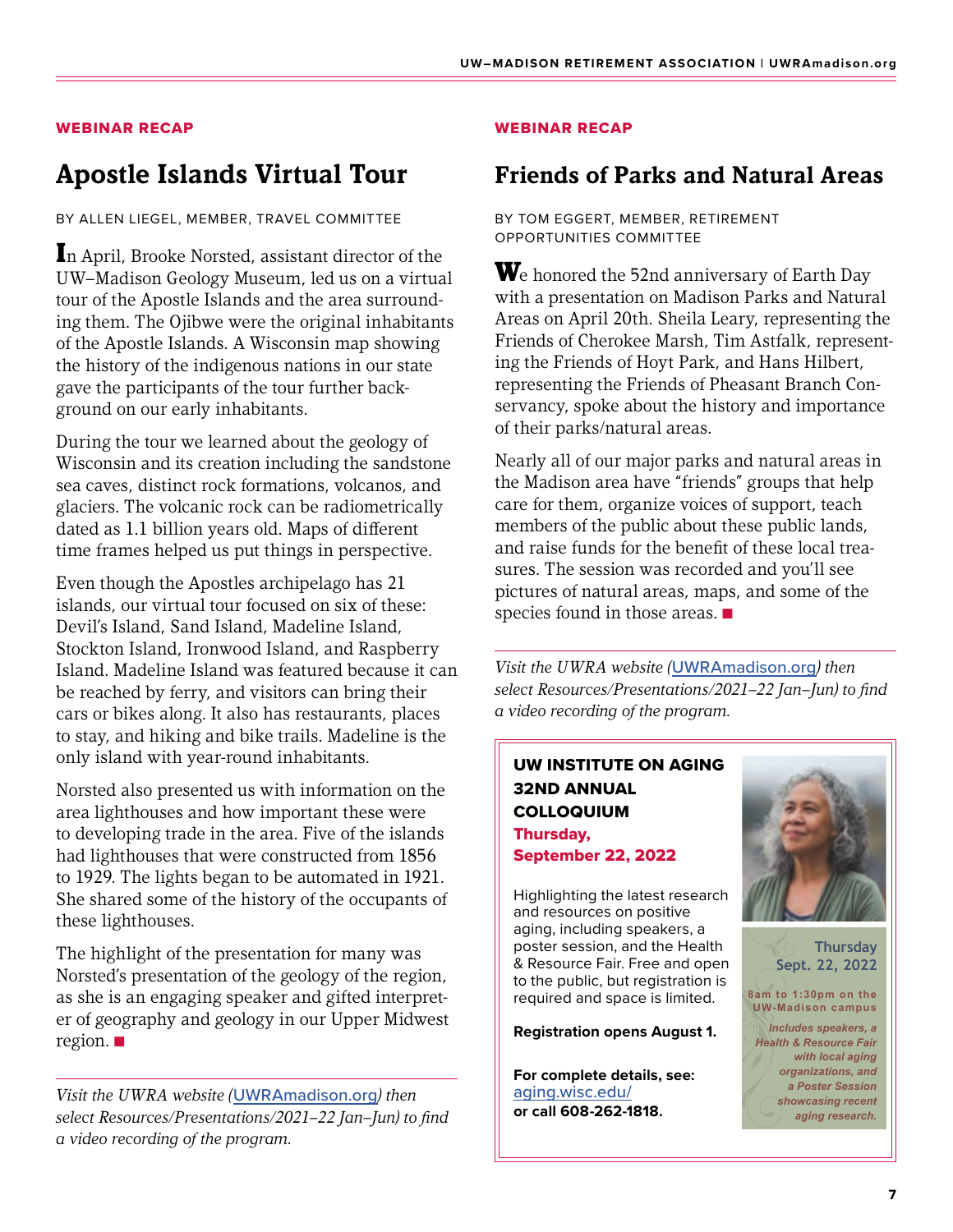WEBINAR RECAP

# Apostle Islands Virtual Tour

BY ALLEN LIEGEL, MEMBER, TRAVEL COMMITTEE

In April, Brooke Norsted, assistant director of the UW–Madison Geology Museum, led us on a virtual tour of the Apostle Islands and the area surrounding them. The Ojibwe were the original inhabitants of the Apostle Islands. A Wisconsin map showing the history of the indigenous nations in our state gave the participants of the tour further background on our early inhabitants.

During the tour we learned about the geology of Wisconsin and its creation including the sandstone sea caves, distinct rock formations, volcanos, and glaciers. The volcanic rock can be radiometrically dated as 1.1 billion years old. Maps of different time frames helped us put things in perspective.

Even though the Apostles archipelago has 21 islands, our virtual tour focused on six of these: Devil's Island, Sand Island, Madeline Island, Stockton Island, Ironwood Island, and Raspberry Island. Madeline Island was featured because it can be reached by ferry, and visitors can bring their cars or bikes along. It also has restaurants, places to stay, and hiking and bike trails. Madeline is the only island with year-round inhabitants.

Norsted also presented us with information on the area lighthouses and how important these were to developing trade in the area. Five of the islands had lighthouses that were constructed from 1856 to 1929. The lights began to be automated in 1921. She shared some of the history of the occupants of these lighthouses.

The highlight of the presentation for many was Norsted's presentation of the geology of the region, as she is an engaging speaker and gifted interpreter of geography and geology in our Upper Midwest region. ■

*Visit the UWRA website (UWRAmadison.org) then select Resources/Presentations/2021–22 Jan–Jun) to find a video recording of the program.*

WEBINAR RECAP

# Friends of Parks and Natural Areas

BY TOM EGGERT, MEMBER, RETIREMENT OPPORTUNITIES COMMITTEE

We honored the 52nd anniversary of Earth Day with a presentation on Madison Parks and Natural Areas on April 20th. Sheila Leary, representing the Friends of Cherokee Marsh, Tim Astfalk, representing the Friends of Hoyt Park, and Hans Hilbert, representing the Friends of Pheasant Branch Conservancy, spoke about the history and importance of their parks/natural areas.

Nearly all of our major parks and natural areas in the Madison area have "friends" groups that help care for them, organize voices of support, teach members of the public about these public lands, and raise funds for the benefit of these local treasures. The session was recorded and you'll see pictures of natural areas, maps, and some of the species found in those areas. ■

*Visit the UWRA website (UWRAmadison.org) then select Resources/Presentations/2021–22 Jan–Jun) to find a video recording of the program.*

**UW INSTITUTE ON AGING 32ND ANNUAL COLLOQUIUM**
**Thursday, September 22, 2022**

Highlighting the latest research and resources on positive aging, including speakers, a poster session, and the Health & Resource Fair. Free and open to the public, but registration is required and space is limited.

**Registration opens August 1.**

**For complete details, see:** aging.wisc.edu/
**or call 608-262-1818.**

Thursday Sept. 22, 2022

8am to 1:30pm on the UW-Madison campus

*Includes speakers, a Health & Resource Fair with local aging organizations, and a Poster Session showcasing recent aging research.*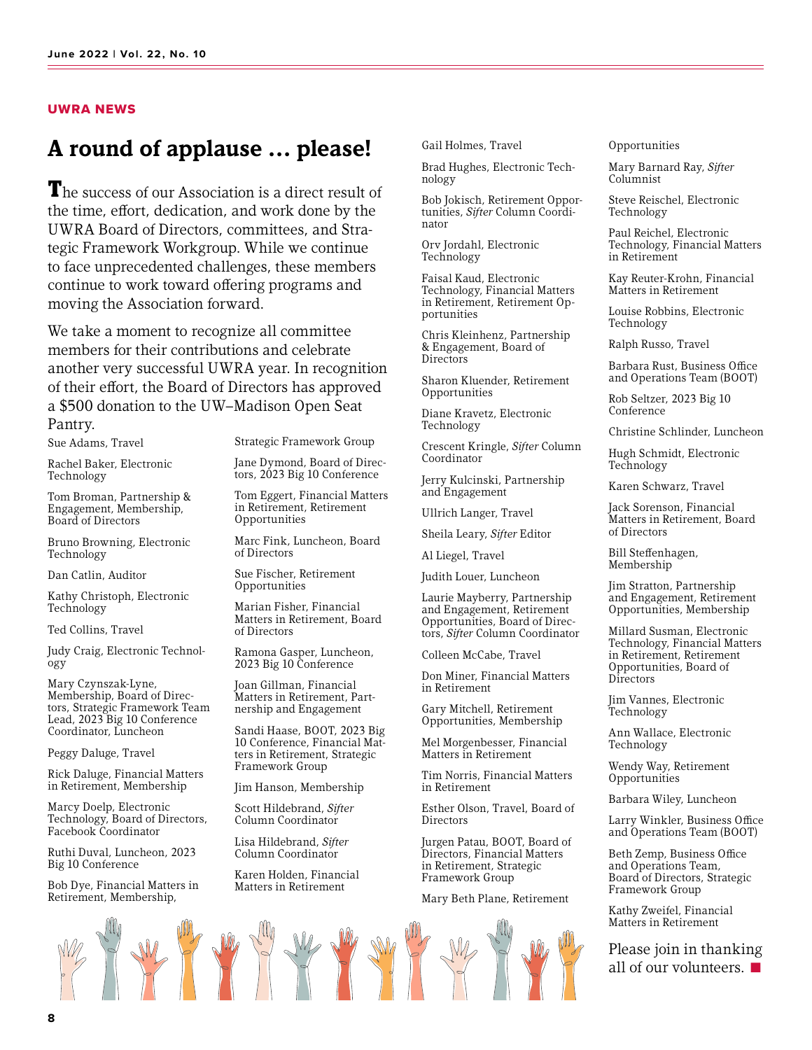**UWRA NEWS**

# A round of applause … please!

The success of our Association is a direct result of the time, effort, dedication, and work done by the UWRA Board of Directors, committees, and Strategic Framework Workgroup. While we continue to face unprecedented challenges, these members continue to work toward offering programs and moving the Association forward.

We take a moment to recognize all committee members for their contributions and celebrate another very successful UWRA year. In recognition of their effort, the Board of Directors has approved a $500 donation to the UW–Madison Open Seat Pantry.

Sue Adams, Travel

Rachel Baker, Electronic Technology

Tom Broman, Partnership & Engagement, Membership, Board of Directors

Bruno Browning, Electronic Technology

Dan Catlin, Auditor

Kathy Christoph, Electronic Technology

Ted Collins, Travel

Judy Craig, Electronic Technology

Mary Czynszak-Lyne, Membership, Board of Directors, Strategic Framework Team Lead, 2023 Big 10 Conference Coordinator, Luncheon

Peggy Daluge, Travel

Rick Daluge, Financial Matters in Retirement, Membership

Marcy Doelp, Electronic Technology, Board of Directors, Facebook Coordinator

Ruthi Duval, Luncheon, 2023 Big 10 Conference

Bob Dye, Financial Matters in Retirement, Membership, Strategic Framework Group

Jane Dymond, Board of Directors, 2023 Big 10 Conference

Tom Eggert, Financial Matters in Retirement, Retirement Opportunities

Marc Fink, Luncheon, Board of Directors

Sue Fischer, Retirement Opportunities

Marian Fisher, Financial Matters in Retirement, Board of Directors

Ramona Gasper, Luncheon, 2023 Big 10 Conference

Joan Gillman, Financial Matters in Retirement, Partnership and Engagement

Sandi Haase, BOOT, 2023 Big 10 Conference, Financial Matters in Retirement, Strategic Framework Group

Jim Hanson, Membership

Scott Hildebrand, *Sifter* Column Coordinator

Lisa Hildebrand, *Sifter* Column Coordinator

Karen Holden, Financial Matters in Retirement

Gail Holmes, Travel

Brad Hughes, Electronic Technology

Bob Jokisch, Retirement Opportunities, *Sifter* Column Coordinator

Orv Jordahl, Electronic Technology

Faisal Kaud, Electronic Technology, Financial Matters in Retirement, Retirement Opportunities

Chris Kleinhenz, Partnership & Engagement, Board of Directors

Sharon Kluender, Retirement Opportunities

Diane Kravetz, Electronic Technology

Crescent Kringle, *Sifter* Column Coordinator

Jerry Kulcinski, Partnership and Engagement

Ullrich Langer, Travel

Sheila Leary, *Sifter* Editor

Al Liegel, Travel

Judith Louer, Luncheon

Laurie Mayberry, Partnership and Engagement, Retirement Opportunities, Board of Directors, *Sifter* Column Coordinator

Colleen McCabe, Travel

Don Miner, Financial Matters in Retirement

Gary Mitchell, Retirement Opportunities, Membership

Mel Morgenbesser, Financial Matters in Retirement

Tim Norris, Financial Matters in Retirement

Esther Olson, Travel, Board of Directors

Jurgen Patau, BOOT, Board of Directors, Financial Matters in Retirement, Strategic Framework Group

Mary Beth Plane, Retirement Opportunities

Mary Barnard Ray, *Sifter* Columnist

Steve Reischel, Electronic Technology

Paul Reichel, Electronic Technology, Financial Matters in Retirement

Kay Reuter-Krohn, Financial Matters in Retirement

Louise Robbins, Electronic Technology

Ralph Russo, Travel

Barbara Rust, Business Office and Operations Team (BOOT)

Rob Seltzer, 2023 Big 10 Conference

Christine Schlinder, Luncheon

Hugh Schmidt, Electronic Technology

Karen Schwarz, Travel

Jack Sorenson, Financial Matters in Retirement, Board of Directors

Bill Steffenhagen, Membership

Jim Stratton, Partnership and Engagement, Retirement Opportunities, Membership

Millard Susman, Electronic Technology, Financial Matters in Retirement, Retirement Opportunities, Board of Directors

Jim Vannes, Electronic Technology

Ann Wallace, Electronic Technology

Wendy Way, Retirement Opportunities

Barbara Wiley, Luncheon

Larry Winkler, Business Office and Operations Team (BOOT)

Beth Zemp, Business Office and Operations Team, Board of Directors, Strategic Framework Group

Kathy Zweifel, Financial Matters in Retirement

Please join in thanking all of our volunteers. ■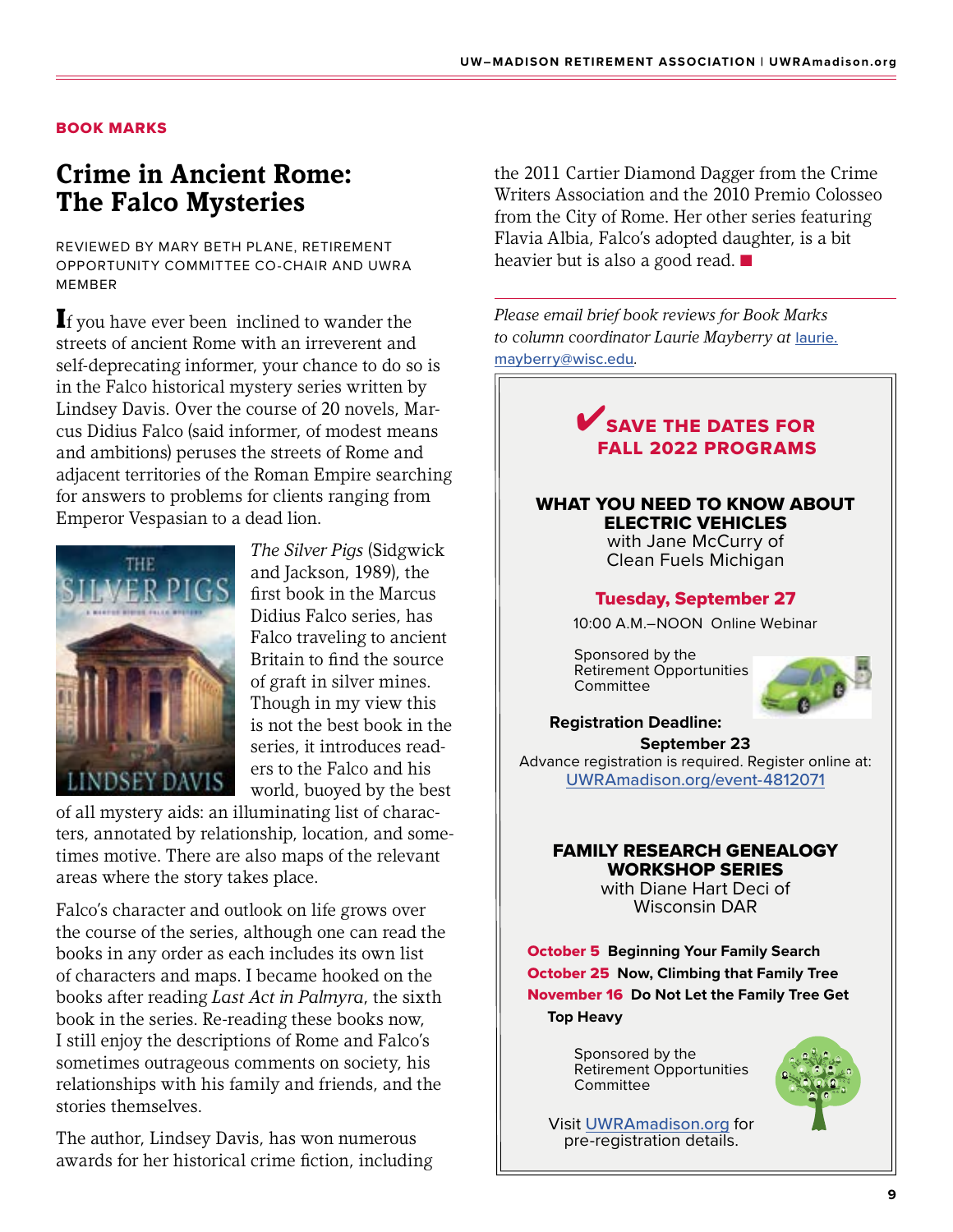**BOOK MARKS**

# Crime in Ancient Rome: The Falco Mysteries

REVIEWED BY MARY BETH PLANE, RETIREMENT OPPORTUNITY COMMITTEE CO-CHAIR AND UWRA MEMBER

If you have ever been inclined to wander the streets of ancient Rome with an irreverent and self-deprecating informer, your chance to do so is in the Falco historical mystery series written by Lindsey Davis. Over the course of 20 novels, Marcus Didius Falco (said informer, of modest means and ambitions) peruses the streets of Rome and adjacent territories of the Roman Empire searching for answers to problems for clients ranging from Emperor Vespasian to a dead lion.

*The Silver Pigs* (Sidgwick and Jackson, 1989), the first book in the Marcus Didius Falco series, has Falco traveling to ancient Britain to find the source of graft in silver mines. Though in my view this is not the best book in the series, it introduces readers to the Falco and his world, buoyed by the best of all mystery aids: an illuminating list of characters, annotated by relationship, location, and sometimes motive. There are also maps of the relevant areas where the story takes place.

Falco's character and outlook on life grows over the course of the series, although one can read the books in any order as each includes its own list of characters and maps. I became hooked on the books after reading *Last Act in Palmyra*, the sixth book in the series. Re-reading these books now, I still enjoy the descriptions of Rome and Falco's sometimes outrageous comments on society, his relationships with his family and friends, and the stories themselves.

The author, Lindsey Davis, has won numerous awards for her historical crime fiction, including the 2011 Cartier Diamond Dagger from the Crime Writers Association and the 2010 Premio Colosseo from the City of Rome. Her other series featuring Flavia Albia, Falco's adopted daughter, is a bit heavier but is also a good read. ■

---

*Please email brief book reviews for Book Marks to column coordinator Laurie Mayberry at* laurie.mayberry@wisc.edu.

---

## ✔ SAVE THE DATES FOR FALL 2022 PROGRAMS

### WHAT YOU NEED TO KNOW ABOUT ELECTRIC VEHICLES

with Jane McCurry of Clean Fuels Michigan

**Tuesday, September 27**

10:00 A.M.–NOON Online Webinar

Sponsored by the Retirement Opportunities Committee

**Registration Deadline: September 23**

Advance registration is required. Register online at: UWRAmadison.org/event-4812071

### FAMILY RESEARCH GENEALOGY WORKSHOP SERIES

with Diane Hart Deci of Wisconsin DAR

**October 5** Beginning Your Family Search
**October 25** Now, Climbing that Family Tree
**November 16** Do Not Let the Family Tree Get Top Heavy

Sponsored by the Retirement Opportunities Committee

Visit UWRAmadison.org for pre-registration details.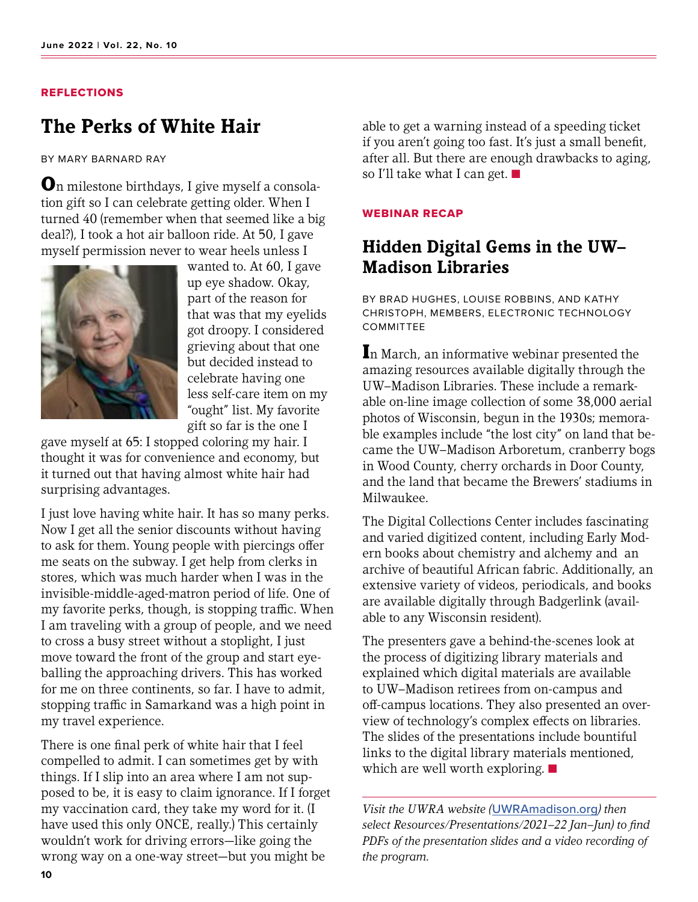REFLECTIONS

# The Perks of White Hair

BY MARY BARNARD RAY

On milestone birthdays, I give myself a consolation gift so I can celebrate getting older. When I turned 40 (remember when that seemed like a big deal?), I took a hot air balloon ride. At 50, I gave myself permission never to wear heels unless I wanted to. At 60, I gave up eye shadow. Okay, part of the reason for that was that my eyelids got droopy. I considered grieving about that one but decided instead to celebrate having one less self-care item on my "ought" list. My favorite gift so far is the one I gave myself at 65: I stopped coloring my hair. I thought it was for convenience and economy, but it turned out that having almost white hair had surprising advantages.

I just love having white hair. It has so many perks. Now I get all the senior discounts without having to ask for them. Young people with piercings offer me seats on the subway. I get help from clerks in stores, which was much harder when I was in the invisible-middle-aged-matron period of life. One of my favorite perks, though, is stopping traffic. When I am traveling with a group of people, and we need to cross a busy street without a stoplight, I just move toward the front of the group and start eyeballing the approaching drivers. This has worked for me on three continents, so far. I have to admit, stopping traffic in Samarkand was a high point in my travel experience.

There is one final perk of white hair that I feel compelled to admit. I can sometimes get by with things. If I slip into an area where I am not supposed to be, it is easy to claim ignorance. If I forget my vaccination card, they take my word for it. (I have used this only ONCE, really.) This certainly wouldn't work for driving errors—like going the wrong way on a one-way street—but you might be able to get a warning instead of a speeding ticket if you aren't going too fast. It's just a small benefit, after all. But there are enough drawbacks to aging, so I'll take what I can get. ■

WEBINAR RECAP

# Hidden Digital Gems in the UW–Madison Libraries

BY BRAD HUGHES, LOUISE ROBBINS, AND KATHY CHRISTOPH, MEMBERS, ELECTRONIC TECHNOLOGY COMMITTEE

In March, an informative webinar presented the amazing resources available digitally through the UW–Madison Libraries. These include a remarkable on-line image collection of some 38,000 aerial photos of Wisconsin, begun in the 1930s; memorable examples include "the lost city" on land that became the UW–Madison Arboretum, cranberry bogs in Wood County, cherry orchards in Door County, and the land that became the Brewers' stadiums in Milwaukee.

The Digital Collections Center includes fascinating and varied digitized content, including Early Modern books about chemistry and alchemy and an archive of beautiful African fabric. Additionally, an extensive variety of videos, periodicals, and books are available digitally through Badgerlink (available to any Wisconsin resident).

The presenters gave a behind-the-scenes look at the process of digitizing library materials and explained which digital materials are available to UW–Madison retirees from on-campus and off-campus locations. They also presented an overview of technology's complex effects on libraries. The slides of the presentations include bountiful links to the digital library materials mentioned, which are well worth exploring. ■

*Visit the UWRA website (UWRAmadison.org) then select Resources/Presentations/2021–22 Jan–Jun) to find PDFs of the presentation slides and a video recording of the program.*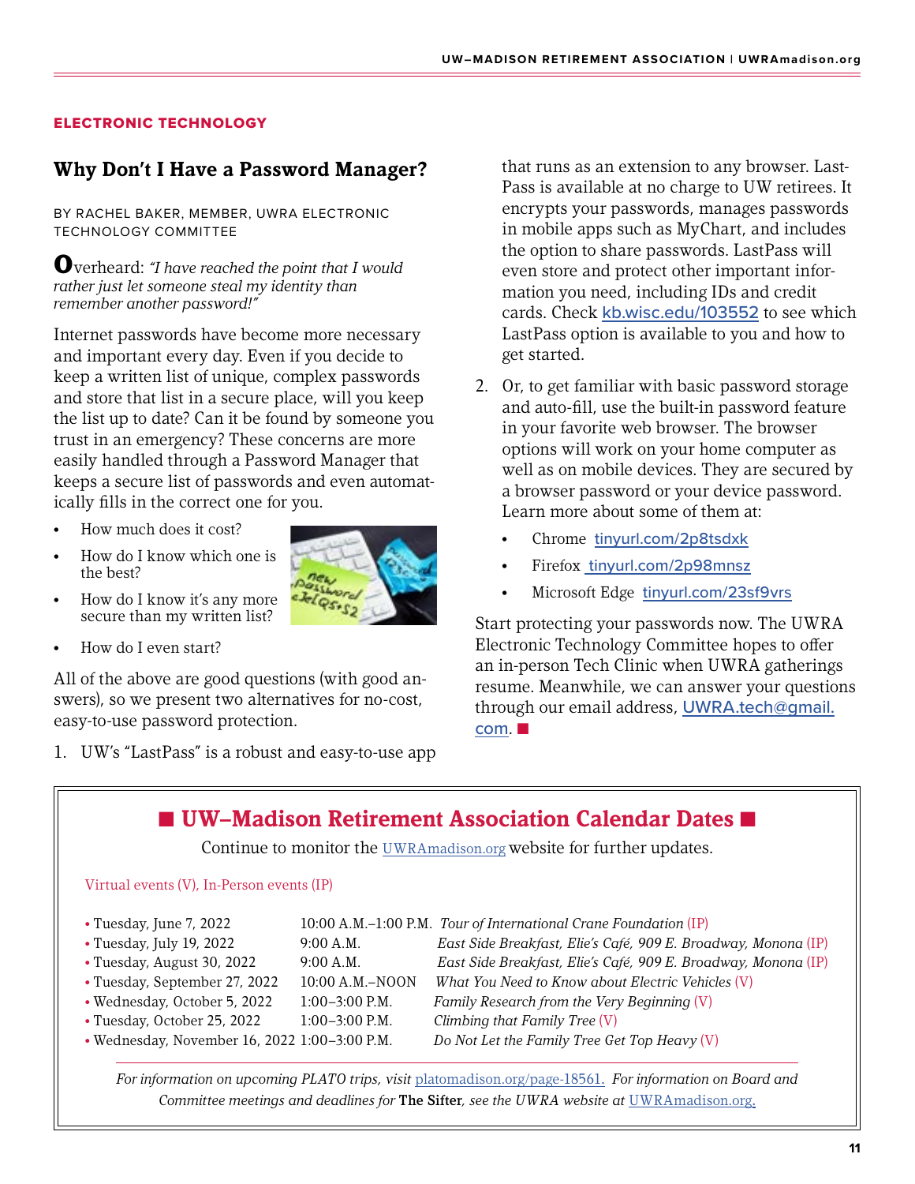ELECTRONIC TECHNOLOGY

## Why Don't I Have a Password Manager?

BY RACHEL BAKER, MEMBER, UWRA ELECTRONIC TECHNOLOGY COMMITTEE

Overheard: *"I have reached the point that I would rather just let someone steal my identity than remember another password!"*

Internet passwords have become more necessary and important every day. Even if you decide to keep a written list of unique, complex passwords and store that list in a secure place, will you keep the list up to date? Can it be found by someone you trust in an emergency? These concerns are more easily handled through a Password Manager that keeps a secure list of passwords and even automatically fills in the correct one for you.

- How much does it cost?
- How do I know which one is the best?
- How do I know it's any more secure than my written list?
- How do I even start?

All of the above are good questions (with good answers), so we present two alternatives for no-cost, easy-to-use password protection.

1. UW's "LastPass" is a robust and easy-to-use app that runs as an extension to any browser. LastPass is available at no charge to UW retirees. It encrypts your passwords, manages passwords in mobile apps such as MyChart, and includes the option to share passwords. LastPass will even store and protect other important information you need, including IDs and credit cards. Check kb.wisc.edu/103552 to see which LastPass option is available to you and how to get started.
2. Or, to get familiar with basic password storage and auto-fill, use the built-in password feature in your favorite web browser. The browser options will work on your home computer as well as on mobile devices. They are secured by a browser password or your device password. Learn more about some of them at:
   - Chrome tinyurl.com/2p8tsdxk
   - Firefox tinyurl.com/2p98mnsz
   - Microsoft Edge tinyurl.com/23sf9vrs

Start protecting your passwords now. The UWRA Electronic Technology Committee hopes to offer an in-person Tech Clinic when UWRA gatherings resume. Meanwhile, we can answer your questions through our email address, UWRA.tech@gmail.com. ■

## ■ UW–Madison Retirement Association Calendar Dates ■

Continue to monitor the UWRAmadison.org website for further updates.

Virtual events (V), In-Person events (IP)

| Date | Time | Event |
|---|---|---|
| • Tuesday, June 7, 2022 | 10:00 A.M.–1:00 P.M. | *Tour of International Crane Foundation* (IP) |
| • Tuesday, July 19, 2022 | 9:00 A.M. | *East Side Breakfast, Elie's Café, 909 E. Broadway, Monona* (IP) |
| • Tuesday, August 30, 2022 | 9:00 A.M. | *East Side Breakfast, Elie's Café, 909 E. Broadway, Monona* (IP) |
| • Tuesday, September 27, 2022 | 10:00 A.M.–NOON | *What You Need to Know about Electric Vehicles* (V) |
| • Wednesday, October 5, 2022 | 1:00–3:00 P.M. | *Family Research from the Very Beginning* (V) |
| • Tuesday, October 25, 2022 | 1:00–3:00 P.M. | *Climbing that Family Tree* (V) |
| • Wednesday, November 16, 2022 | 1:00–3:00 P.M. | *Do Not Let the Family Tree Get Top Heavy* (V) |

*For information on upcoming PLATO trips, visit* platomadison.org/page-18561. *For information on Board and Committee meetings and deadlines for* **The Sifter***, see the UWRA website at* UWRAmadison.org.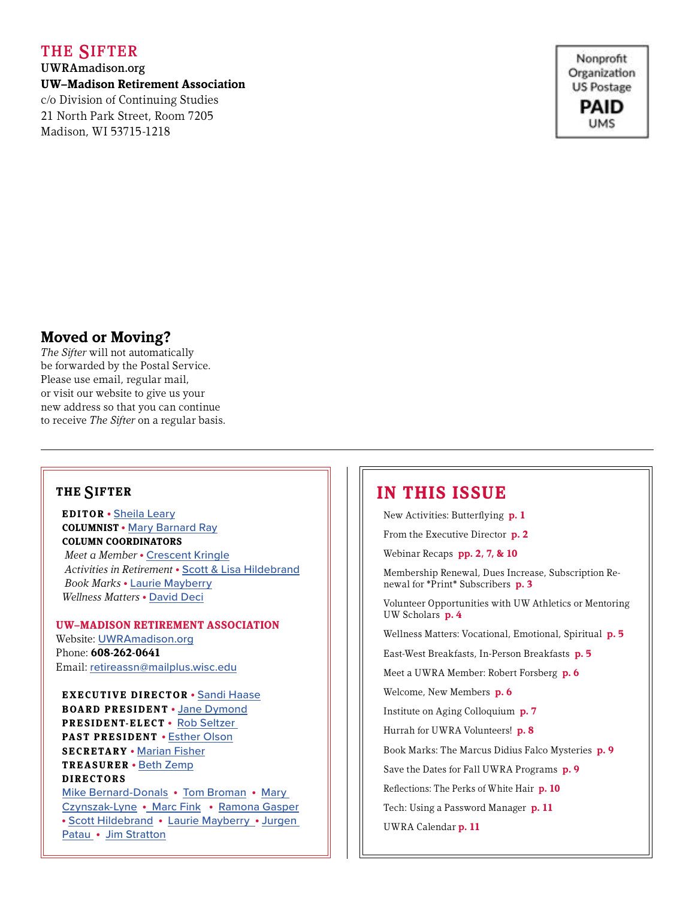**THE SIFTER**
UWRAmadison.org
**UW–Madison Retirement Association**
c/o Division of Continuing Studies
21 North Park Street, Room 7205
Madison, WI 53715-1218

Nonprofit Organization
US Postage
**PAID**
UMS

## Moved or Moving?

*The Sifter* will not automatically be forwarded by the Postal Service. Please use email, regular mail, or visit our website to give us your new address so that you can continue to receive *The Sifter* on a regular basis.

---

### THE SIFTER

**EDITOR** • Sheila Leary
**COLUMNIST** • Mary Barnard Ray
**COLUMN COORDINATORS**
*Meet a Member* • Crescent Kringle
*Activities in Retirement* • Scott & Lisa Hildebrand
*Book Marks* • Laurie Mayberry
*Wellness Matters* • David Deci

**UW–MADISON RETIREMENT ASSOCIATION**
Website: UWRAmadison.org
Phone: **608-262-0641**
Email: retireassn@mailplus.wisc.edu

**EXECUTIVE DIRECTOR** • Sandi Haase
**BOARD PRESIDENT** • Jane Dymond
**PRESIDENT-ELECT** • Rob Seltzer
**PAST PRESIDENT** • Esther Olson
**SECRETARY** • Marian Fisher
**TREASURER** • Beth Zemp
**DIRECTORS**
Mike Bernard-Donals • Tom Broman • Mary Czynszak-Lyne • Marc Fink • Ramona Gasper • Scott Hildebrand • Laurie Mayberry • Jurgen Patau • Jim Stratton

## IN THIS ISSUE

New Activities: Butterflying **p. 1**

From the Executive Director **p. 2**

Webinar Recaps **pp. 2, 7, & 10**

Membership Renewal, Dues Increase, Subscription Renewal for *Print* Subscribers **p. 3**

Volunteer Opportunities with UW Athletics or Mentoring UW Scholars **p. 4**

Wellness Matters: Vocational, Emotional, Spiritual **p. 5**

East-West Breakfasts, In-Person Breakfasts **p. 5**

Meet a UWRA Member: Robert Forsberg **p. 6**

Welcome, New Members **p. 6**

Institute on Aging Colloquium **p. 7**

Hurrah for UWRA Volunteers! **p. 8**

Book Marks: The Marcus Didius Falco Mysteries **p. 9**

Save the Dates for Fall UWRA Programs **p. 9**

Reflections: The Perks of White Hair **p. 10**

Tech: Using a Password Manager **p. 11**

UWRA Calendar **p. 11**